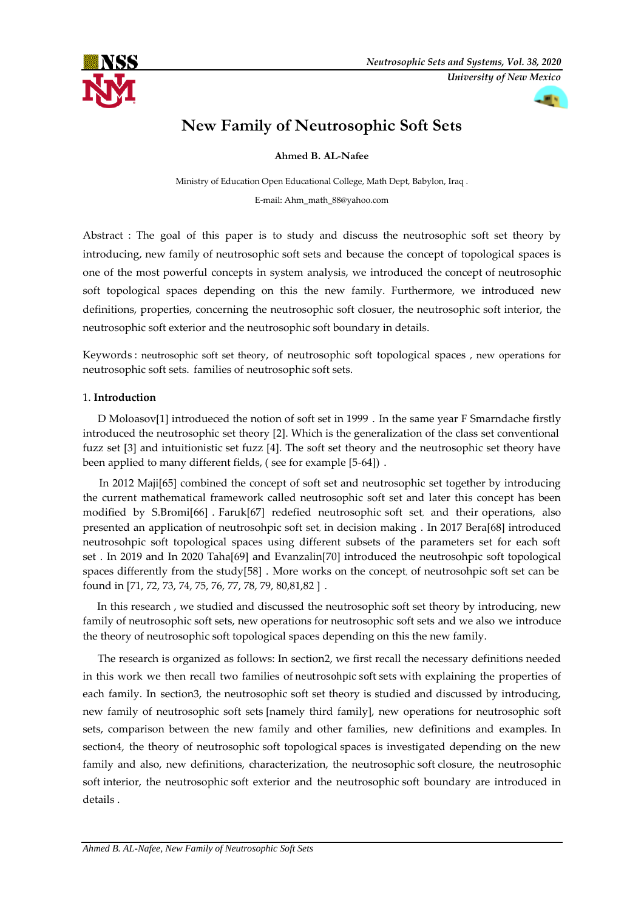# New Family of Neutrosophic Soft Sets

**Ahmed B. AL-Nafee**

Ministry of Education Open Educational College, Math Dept, Babylon, Iraq .

E-mail: Ahm_math_88@yahoo.com

Abstract : The goal of this paper is to study and discuss the neutrosophic soft set theory by introducing, new family of neutrosophic soft sets and because the concept of topological spaces is one of the most powerful concepts in system analysis, we introduced the concept of neutrosophic soft topological spaces depending on this the new family. Furthermore, we introduced new definitions, properties, concerning the neutrosophic soft closuer, the neutrosophic soft interior, the neutrosophic soft exterior and the neutrosophic soft boundary in details.

Keywords : neutrosophic soft set theory, of neutrosophic soft topological spaces , new operations for neutrosophic soft sets. families of neutrosophic soft sets.

## 1. **Introduction**

D Moloasov[1] introdueced the notion of soft set in 1999 . In the same year F Smarndache firstly introduced the neutrosophic set theory [2]. Which is the generalization of the class set conventional fuzz set [3] and intuitionistic set fuzz [4]. The soft set theory and the neutrosophic set theory have been applied to many different fields, ( see for example [5-64]) .

In 2012 Maji[65] combined the concept of soft set and neutrosophic set together by introducing the current mathematical framework called neutrosophic soft set and later this concept has been modified by S.Bromi[66] . Faruk[67] redefied neutrosophic soft set, and their operations, also presented an application of neutrosohpic soft set, in decision making . In 2017 Bera[68] introduced neutrosohpic soft topological spaces using different subsets of the parameters set for each soft set . In 2019 and In 2020 Taha[69] and Evanzalin[70] introduced the neutrosohpic soft topological spaces differently from the study[58] . More works on the concept, of neutrosohpic soft set can be found in [71, 72, 73, 74, 75, 76, 77, 78, 79, 80,81,82 ] .

In this research , we studied and discussed the neutrosophic soft set theory by introducing, new family of neutrosophic soft sets, new operations for neutrosophic soft sets and we also we introduce the theory of neutrosophic soft topological spaces depending on this the new family.

The research is organized as follows: In section2, we first recall the necessary definitions needed in this work we then recall two families of neutrosohpic soft sets with explaining the properties of each family. In section3, the neutrosophic soft set theory is studied and discussed by introducing, new family of neutrosophic soft sets [namely third family], new operations for neutrosophic soft sets, comparison between the new family and other families, new definitions and examples. In section4, the theory of neutrosophic soft topological spaces is investigated depending on the new family and also, new definitions, characterization, the neutrosophic soft closure, the neutrosophic soft interior, the neutrosophic soft exterior and the neutrosophic soft boundary are introduced in details .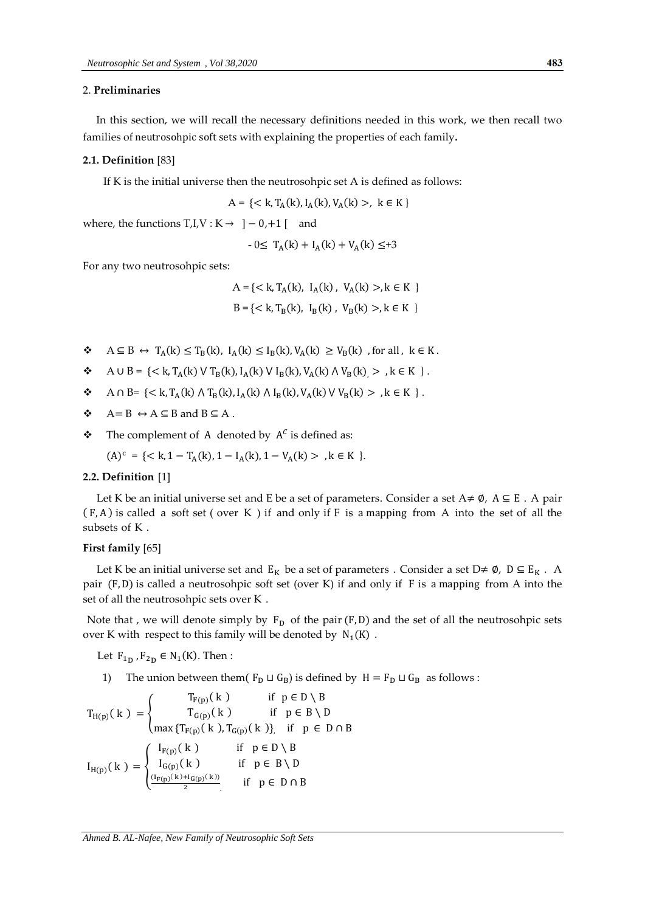## 2. **Preliminaries**

In this section, we will recall the necessary definitions needed in this work, we then recall two families of neutrosohpic soft sets with explaining the properties of each family.

### 2.1. Definition [83]

If K is the initial universe then the neutrosohpic set A is defined as follows:

$$A = \{< k, T_A(k), I_A(k), V_A(k) >,\ k \in K\}$$

where, the functions $T, I, V : K \to\ ]-0, +1[$ and

$$-0 \leq T_A(k) + I_A(k) + V_A(k) \leq +3$$

For any two neutrosohpic sets:

$$A = \{< k, T_A(k),\ I_A(k),\ V_A(k) >, k \in K\}$$

$$B = \{< k, T_B(k),\ I_B(k),\ V_B(k) >, k \in K\}$$

- $A \subseteq B \leftrightarrow T_A(k) \leq T_B(k),\ I_A(k) \leq I_B(k), V_A(k) \geq V_B(k)$ , for all, $k \in K$.
- $A \cup B = \{< k, T_A(k) \vee T_B(k), I_A(k) \vee I_B(k), V_A(k) \wedge V_B(k) >, k \in K\}$.
- $A \cap B = \{< k, T_A(k) \wedge T_B(k), I_A(k) \wedge I_B(k), V_A(k) \vee V_B(k) >, k \in K\}$.
- $A = B \leftrightarrow A \subseteq B$ and $B \subseteq A$.
- The complement of A denoted by $A^c$ is defined as:

  $(A)^c = \{< k, 1 - T_A(k), 1 - I_A(k), 1 - V_A(k) >, k \in K\}$.

### 2.2. Definition [1]

Let K be an initial universe set and E be a set of parameters. Consider a set $A \neq \emptyset$, $A \subseteq E$. A pair $(F, A)$ is called a soft set ( over K ) if and only if F is a mapping from A into the set of all the subsets of K .

**First family** [65]

Let K be an initial universe set and $E_K$ be a set of parameters . Consider a set $D \neq \emptyset$, $D \subseteq E_K$. A pair $(F, D)$ is called a neutrosohpic soft set (over K) if and only if F is a mapping from A into the set of all the neutrosohpic sets over K .

Note that , we will denote simply by $F_D$ of the pair $(F, D)$ and the set of all the neutrosohpic sets over K with respect to this family will be denoted by $N_1(K)$ .

Let $F_{1_D}, F_{2_D} \in N_1(K)$. Then :

1) The union between them( $F_D \sqcup G_B$) is defined by $H = F_D \sqcup G_B$ as follows :

$$T_{H(p)}(k) = \begin{cases} T_{F(p)}(k) & \text{if } p \in D \setminus B \\ T_{G(p)}(k) & \text{if } p \in B \setminus D \\ \max\{T_{F(p)}(k), T_{G(p)}(k)\}, & \text{if } p \in D \cap B \end{cases}$$

$$I_{H(p)}(k) = \begin{cases} I_{F(p)}(k) & \text{if } p \in D \setminus B \\ I_{G(p)}(k) & \text{if } p \in B \setminus D \\ \frac{(I_{F(p)}(k) + I_{G(p)}(k))}{2} & \text{if } p \in D \cap B \end{cases}$$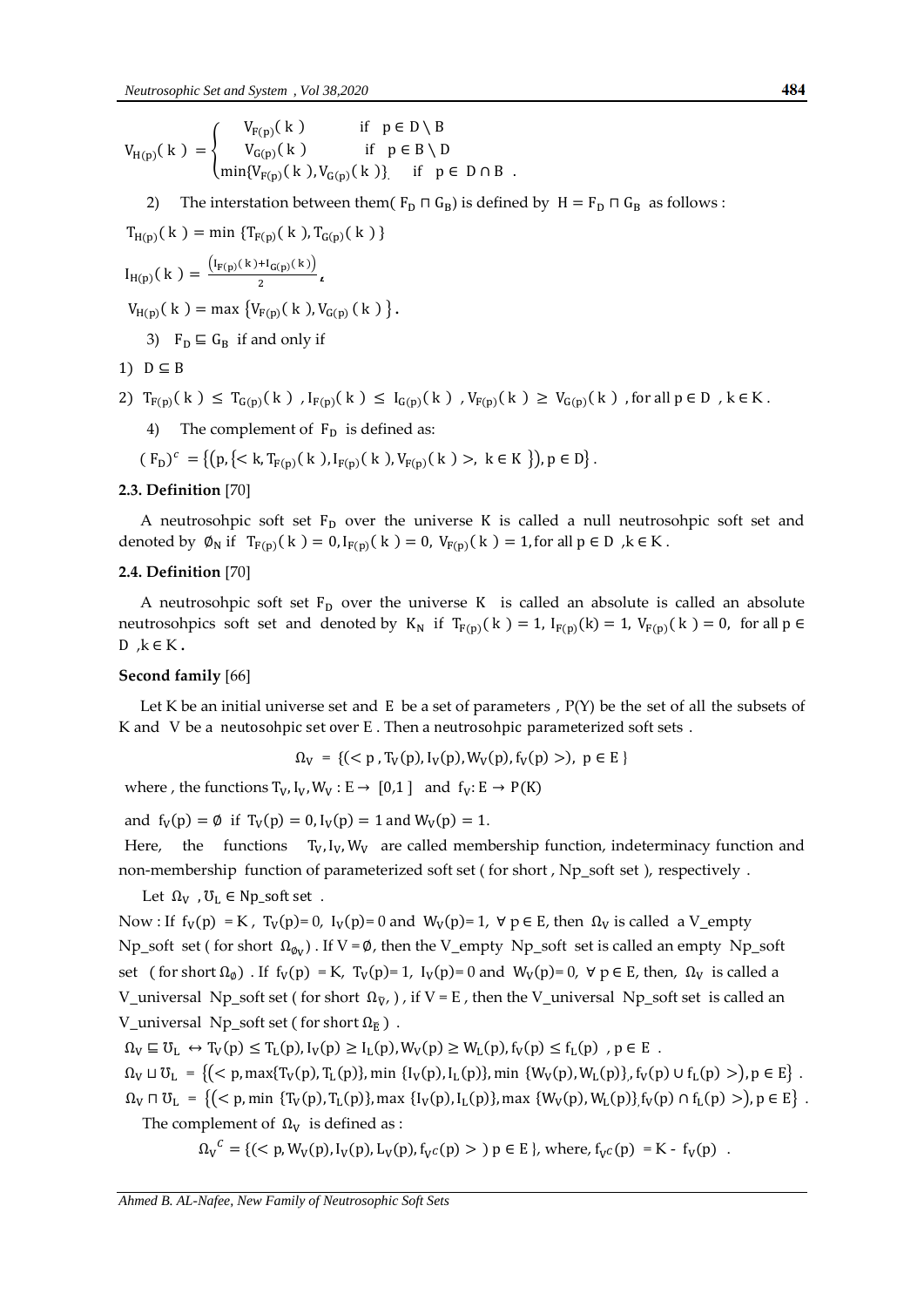$$V_{H(p)}(k) = \begin{cases} V_{F(p)}(k) & \text{if } p \in D \setminus B \\ V_{G(p)}(k) & \text{if } p \in B \setminus D \\ \min\{V_{F(p)}(k), V_{G(p)}(k)\} & \text{if } p \in D \cap B \end{cases}.$$

2) The interstation between them( $F_D \sqcap G_B$) is defined by $H = F_D \sqcap G_B$ as follows :

$T_{H(p)}(k) = \min\{T_{F(p)}(k), T_{G(p)}(k)\}$

$I_{H(p)}(k) = \frac{\left(I_{F(p)}(k)+I_{G(p)}(k)\right)}{2}$,

$V_{H(p)}(k) = \max\{V_{F(p)}(k), V_{G(p)}(k)\}$.

3) $F_D \sqsubseteq G_B$ if and only if

1) $D \subseteq B$

2) $T_{F(p)}(k) \leq T_{G(p)}(k)$ , $I_{F(p)}(k) \leq I_{G(p)}(k)$ , $V_{F(p)}(k) \geq V_{G(p)}(k)$ , for all $p \in D$ , $k \in K$.

4) The complement of $F_D$ is defined as:

$(F_D)^c = \{(p, \{< k, T_{F(p)}(k), I_{F(p)}(k), V_{F(p)}(k) >, k \in K\}), p \in D\}$.

### 2.3. Definition [70]

A neutrosohpic soft set $F_D$ over the universe K is called a null neutrosohpic soft set and denoted by $\emptyset_N$ if $T_{F(p)}(k) = 0, I_{F(p)}(k) = 0, V_{F(p)}(k) = 1$, for all $p \in D$ , $k \in K$.

### 2.4. Definition [70]

A neutrosohpic soft set $F_D$ over the universe K is called an absolute is called an absolute neutrosohpics soft set and denoted by $K_N$ if $T_{F(p)}(k) = 1$, $I_{F(p)}(k) = 1$, $V_{F(p)}(k) = 0$, for all $p \in D$ , $k \in K$.

### Second family [66]

Let K be an initial universe set and E be a set of parameters , P(Y) be the set of all the subsets of K and V be a neutosohpic set over E . Then a neutrosohpic parameterized soft sets .

$$\Omega_V = \{(< p, T_V(p), I_V(p), W_V(p), f_V(p) >), p \in E\}$$

where , the functions $T_V, I_V, W_V : E \to [0,1]$ and $f_V: E \to P(K)$

and $f_V(p) = \emptyset$ if $T_V(p) = 0, I_V(p) = 1$ and $W_V(p) = 1$.

Here, the functions $T_V, I_V, W_V$ are called membership function, indeterminacy function and non-membership function of parameterized soft set ( for short , Np_soft set ), respectively .

Let $\Omega_V$ , $\mho_L \in$ Np_soft set .

Now : If $f_V(p) = K$, $T_V(p)= 0$, $I_V(p)= 0$ and $W_V(p)= 1$, $\forall\, p \in E$, then $\Omega_V$ is called a V_empty Np_soft set ( for short $\Omega_{\emptyset_V}$) . If $V = \emptyset$, then the V_empty Np_soft set is called an empty Np_soft set ( for short $\Omega_\emptyset$) . If $f_V(p) = K$, $T_V(p)= 1$, $I_V(p)= 0$ and $W_V(p)= 0$, $\forall\, p \in E$, then, $\Omega_V$ is called a V_universal Np_soft set ( for short $\Omega_{\tilde{V}}$, ) , if V = E , then the V_universal Np_soft set is called an V_universal Np_soft set ( for short $\Omega_{\tilde{E}}$ ) .

$\Omega_V \sqsubseteq \mho_L \leftrightarrow T_V(p) \leq T_L(p), I_V(p) \geq I_L(p), W_V(p) \geq W_L(p), f_V(p) \leq f_L(p)$ , $p \in E$ .

$\Omega_V \sqcup \mho_L = \{(< p, \max\{T_V(p), T_L(p)\}, \min\{I_V(p), I_L(p)\}, \min\{W_V(p), W_L(p)\}, f_V(p) \cup f_L(p) >), p \in E\}$ .

$\Omega_V \sqcap \mho_L = \{(< p, \min\{T_V(p), T_L(p)\}, \max\{I_V(p), I_L(p)\}, \max\{W_V(p), W_L(p)\}, f_V(p) \cap f_L(p) >), p \in E\}$ .

The complement of $\Omega_V$ is defined as :

$$\Omega_V^{\,C} = \{(< p, W_V(p), I_V(p), L_V(p), f_{V^C}(p) >)\ p \in E\}, \text{ where, } f_{V^C}(p) = K - f_V(p) .$$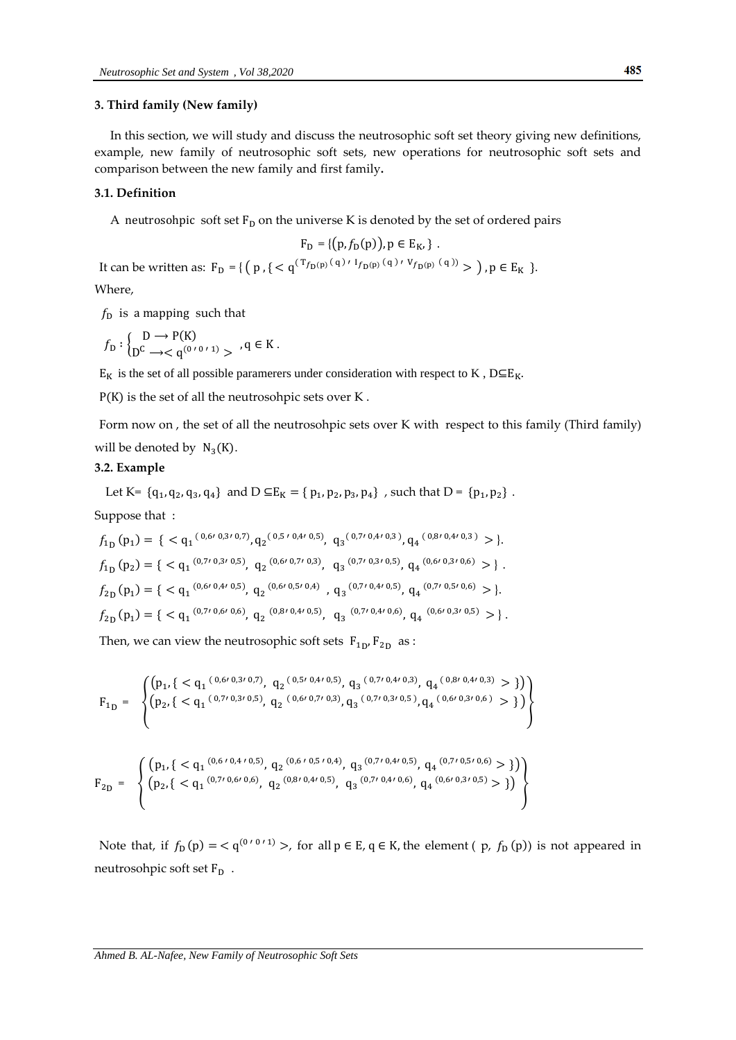## 3. Third family (New family)

In this section, we will study and discuss the neutrosophic soft set theory giving new definitions, example, new family of neutrosophic soft sets, new operations for neutrosophic soft sets and comparison between the new family and first family.

### 3.1. Definition

A neutrosohpic soft set $F_D$ on the universe K is denoted by the set of ordered pairs

$$F_D = \{(p, f_D(p)), p \in E_K, \} .$$

It can be written as: $F_D = \{ ( p , \{< q^{(T_{f_D(p)}(q) , I_{f_D(p)}(q) , V_{f_D(p)}(q))} > ) , p \in E_K \}$.

Where,

$f_D$ is a mapping such that

$f_D : \begin{cases} D \longrightarrow P(K) \\ D^C \longrightarrow < q^{(0 , 0 , 1)} > \end{cases} , q \in K .$

$E_K$ is the set of all possible paramerers under consideration with respect to K , $D \subseteq E_K$.

P(K) is the set of all the neutrosohpic sets over K .

Form now on , the set of all the neutrosohpic sets over K with respect to this family (Third family) will be denoted by $N_3(K)$.

### 3.2. Example

Let $K = \{q_1, q_2, q_3, q_4\}$ and $D \subseteq E_K = \{ p_1, p_2, p_3, p_4\}$ , such that $D = \{p_1, p_2\}$ .

Suppose that :

$f_{1_D}(p_1) = \{ < q_1^{(0.6, 0.3, 0.7)}, q_2^{(0.5 , 0.4, 0.5)}, q_3^{(0.7, 0.4, 0.3)}, q_4^{(0.8, 0.4, 0.3)} > \}$.

$f_{1_D}(p_2) = \{ < q_1^{(0.7, 0.3, 0.5)}, q_2^{(0.6, 0.7, 0.3)}, q_3^{(0.7, 0.3, 0.5)}, q_4^{(0.6, 0.3, 0.6)} > \}$ .

$f_{2_D}(p_1) = \{ < q_1^{(0.6, 0.4, 0.5)}, q_2^{(0.6, 0.5, 0.4)} , q_3^{(0.7, 0.4, 0.5)}, q_4^{(0.7, 0.5, 0.6)} > \}$.

$f_{2_D}(p_1) = \{ < q_1^{(0.7, 0.6, 0.6)}, q_2^{(0.8, 0.4, 0.5)}, q_3^{(0.7, 0.4, 0.6)}, q_4^{(0.6, 0.3, 0.5)} > \}$ .

Then, we can view the neutrosophic soft sets $F_{1_D}, F_{2_D}$ as :

$$F_{1_D} = \begin{Bmatrix} (p_1, \{ < q_1^{(0.6, 0.3, 0.7)}, q_2^{(0.5, 0.4, 0.5)}, q_3^{(0.7, 0.4, 0.3)}, q_4^{(0.8, 0.4, 0.3)} > \}) \\ (p_2, \{ < q_1^{(0.7, 0.3, 0.5)}, q_2^{(0.6, 0.7, 0.3)}, q_3^{(0.7, 0.3, 0.5)}, q_4^{(0.6, 0.3, 0.6)} > \}) \end{Bmatrix}$$

$$F_{2_D} = \begin{Bmatrix} (p_1, \{ < q_1^{(0.6 , 0.4 , 0.5)}, q_2^{(0.6 , 0.5 , 0.4)}, q_3^{(0.7, 0.4, 0.5)}, q_4^{(0.7, 0.5, 0.6)} > \}) \\ (p_2, \{ < q_1^{(0.7, 0.6, 0.6)}, q_2^{(0.8, 0.4, 0.5)}, q_3^{(0.7, 0.4, 0.6)}, q_4^{(0.6, 0.3, 0.5)} > \}) \end{Bmatrix}$$

Note that, if $f_D(p) = < q^{(0 , 0 , 1)} >$, for all $p \in E, q \in K$, the element ( p, $f_D(p)$) is not appeared in neutrosohpic soft set $F_D$ .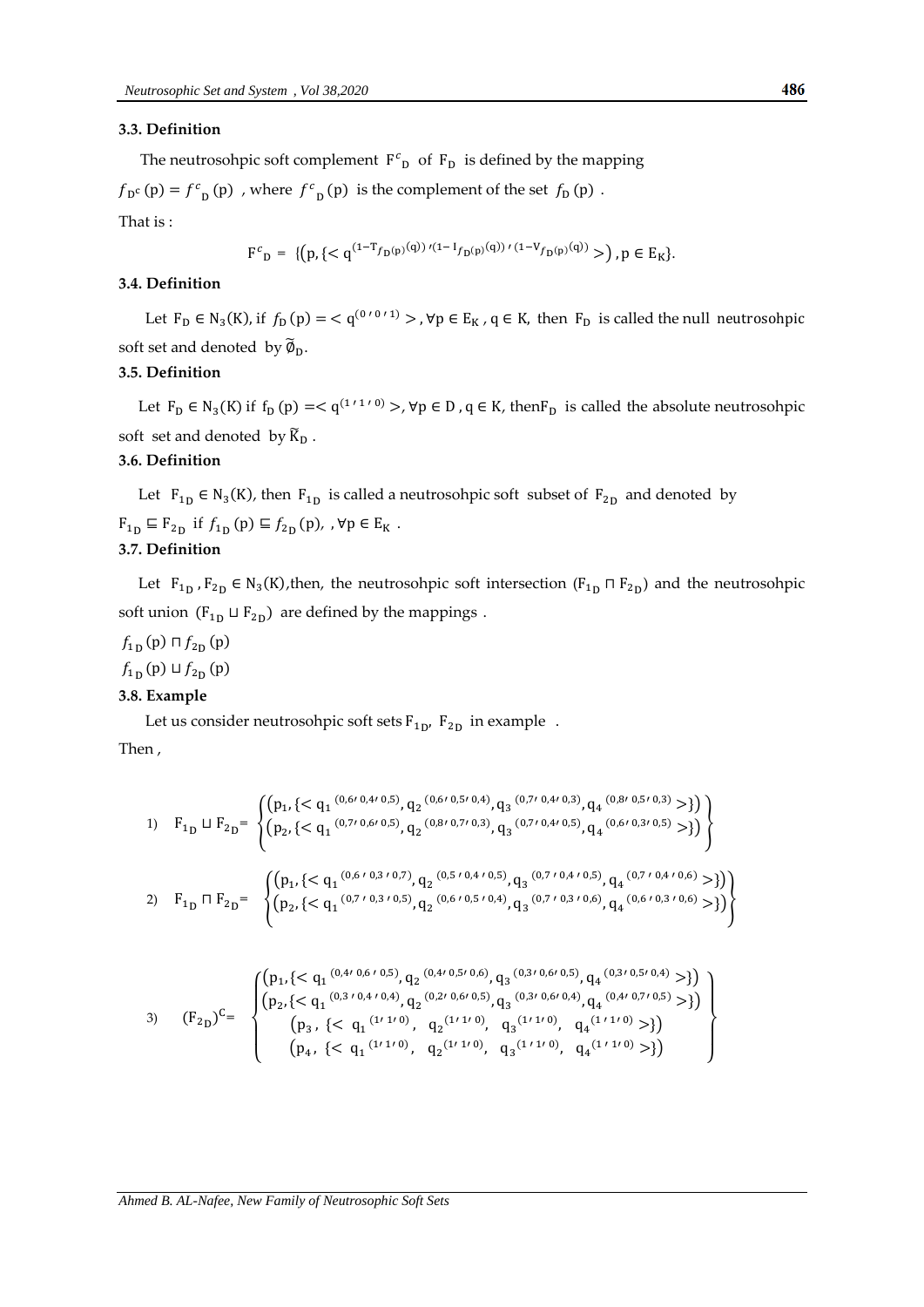### 3.3. Definition

The neutrosohpic soft complement $F^c_D$ of $F_D$ is defined by the mapping

$f_{D^c}(p) = f^c_D(p)$ , where $f^c_D(p)$ is the complement of the set $f_D(p)$ .

That is :

$$F^c_D = \{(p, \{< q^{(1-T_{f_D(p)}(q)),(1-I_{f_D(p)}(q)),(1-V_{f_D(p)}(q))} >), p \in E_K\}.$$

### 3.4. Definition

Let $F_D \in N_3(K)$, if $f_D(p) = < q^{(0,0,1)} >$, $\forall p \in E_K$, $q \in K$, then $F_D$ is called the null neutrosohpic soft set and denoted by $\widetilde{\emptyset}_D$.

### 3.5. Definition

Let $F_D \in N_3(K)$ if $f_D(p) =< q^{(1,1,0)} >$, $\forall p \in D$, $q \in K$, then $F_D$ is called the absolute neutrosohpic soft set and denoted by $\widetilde{K}_D$ .

### 3.6. Definition

Let $F_{1_D} \in N_3(K)$, then $F_{1_D}$ is called a neutrosohpic soft subset of $F_{2_D}$ and denoted by $F_{1_D} \sqsubseteq F_{2_D}$ if $f_{1_D}(p) \sqsubseteq f_{2_D}(p)$, , $\forall p \in E_K$ .

### 3.7. Definition

Let $F_{1_D}, F_{2_D} \in N_3(K)$,then, the neutrosohpic soft intersection $(F_{1_D} \sqcap F_{2_D})$ and the neutrosohpic soft union $(F_{1_D} \sqcup F_{2_D})$ are defined by the mappings .

$f_{1_D}(p) \sqcap f_{2_D}(p)$

$f_{1_D}(p) \sqcup f_{2_D}(p)$

### 3.8. Example

Let us consider neutrosohpic soft sets $F_{1_D}$, $F_{2_D}$ in example .

Then ,

1) $$F_{1_D} \sqcup F_{2_D} = \left\{ \begin{matrix} (p_1, \{< q_1^{(0,6,0,4,0,5)}, q_2^{(0,6,0,5,0,4)}, q_3^{(0,7,0,4,0,3)}, q_4^{(0,8,0,5,0,3)} >\}) \\ (p_2, \{< q_1^{(0,7,0,6,0,5)}, q_2^{(0,8,0,7,0,3)}, q_3^{(0,7,0,4,0,5)}, q_4^{(0,6,0,3,0,5)} >\}) \end{matrix} \right\}$$

2) $$F_{1_D} \sqcap F_{2_D} = \left\{ \begin{matrix} (p_1, \{< q_1^{(0,6,0,3,0,7)}, q_2^{(0,5,0,4,0,5)}, q_3^{(0,7,0,4,0,5)}, q_4^{(0,7,0,4,0,6)} >\}) \\ (p_2, \{< q_1^{(0,7,0,3,0,5)}, q_2^{(0,6,0,5,0,4)}, q_3^{(0,7,0,3,0,6)}, q_4^{(0,6,0,3,0,6)} >\}) \end{matrix} \right\}$$

3) $$(F_{2_D})^C = \left\{ \begin{matrix} (p_1, \{< q_1^{(0,4,0,6,0,5)}, q_2^{(0,4,0,5,0,6)}, q_3^{(0,3,0,6,0,5)}, q_4^{(0,3,0,5,0,4)} >\}) \\ (p_2, \{< q_1^{(0,3,0,4,0,4)}, q_2^{(0,2,0,6,0,5)}, q_3^{(0,3,0,6,0,4)}, q_4^{(0,4,0,7,0,5)} >\}) \\ (p_3, \{< q_1^{(1,1,0)}, q_2^{(1,1,0)}, q_3^{(1,1,0)}, q_4^{(1,1,0)} >\}) \\ (p_4, \{< q_1^{(1,1,0)}, q_2^{(1,1,0)}, q_3^{(1,1,0)}, q_4^{(1,1,0)} >\}) \end{matrix} \right\}$$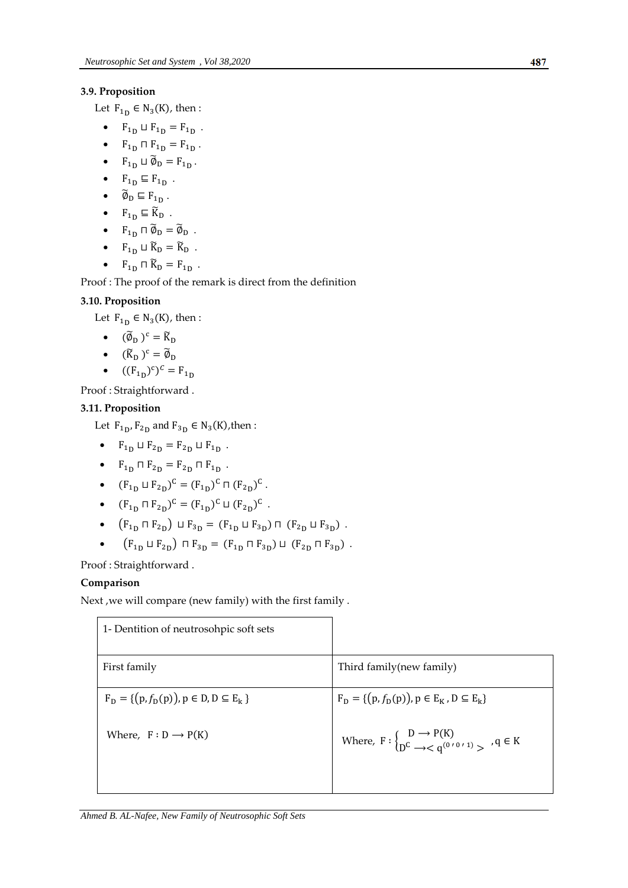### 3.9. Proposition

Let $F_{1_D} \in N_3(K)$, then :

- $F_{1_D} \sqcup F_{1_D} = F_{1_D}$ .
- $F_{1_D} \sqcap F_{1_D} = F_{1_D}$ .
- $F_{1_D} \sqcup \widetilde{\emptyset}_D = F_{1_D}$ .
- $F_{1_D} \sqsubseteq F_{1_D}$ .
- $\widetilde{\emptyset}_D \sqsubseteq F_{1_D}$ .
- $F_{1_D} \sqsubseteq \widetilde{K}_D$ .
- $F_{1_D} \sqcap \widetilde{\emptyset}_D = \widetilde{\emptyset}_D$ .
- $F_{1_D} \sqcup \widetilde{K}_D = \widetilde{K}_D$ .
- $F_{1_D} \sqcap \widetilde{K}_D = F_{1_D}$ .

Proof : The proof of the remark is direct from the definition

### 3.10. Proposition

Let $F_{1_D} \in N_3(K)$, then :

- $(\widetilde{\emptyset}_D)^c = \widetilde{K}_D$
- $(\widetilde{K}_D)^c = \widetilde{\emptyset}_D$
- $((F_{1_D})^c)^C = F_{1_D}$

Proof : Straightforward .

### 3.11. Proposition

Let $F_{1_D}, F_{2_D}$ and $F_{3_D} \in N_3(K)$,then :

- $F_{1_D} \sqcup F_{2_D} = F_{2_D} \sqcup F_{1_D}$ .
- $F_{1_D} \sqcap F_{2_D} = F_{2_D} \sqcap F_{1_D}$ .
- $(F_{1_D} \sqcup F_{2_D})^C = (F_{1_D})^C \sqcap (F_{2_D})^C$ .
- $(F_{1_D} \sqcap F_{2_D})^C = (F_{1_D})^C \sqcup (F_{2_D})^C$ .
- $(F_{1_D} \sqcap F_{2_D}) \sqcup F_{3_D} = (F_{1_D} \sqcup F_{3_D}) \sqcap (F_{2_D} \sqcup F_{3_D})$ .
- $(F_{1_D} \sqcup F_{2_D}) \sqcap F_{3_D} = (F_{1_D} \sqcap F_{3_D}) \sqcup (F_{2_D} \sqcap F_{3_D})$ .

Proof : Straightforward .

**Comparison**

Next ,we will compare (new family) with the first family .

| 1- Dentition of neutrosohpic soft sets | |
|---|---|
| First family | Third family(new family) |
| $F_D = \{(p, f_D(p)), p \in D, D \subseteq E_k\}$ <br><br> Where, $F : D \longrightarrow P(K)$ | $F_D = \{(p, f_D(p)), p \in E_K, D \subseteq E_k\}$ <br><br> Where, $F : \begin{cases} D \longrightarrow P(K) \\ D^C \longrightarrow < q^{(0\,,\,0\,,\,1)} > \end{cases}$ , $q \in K$ |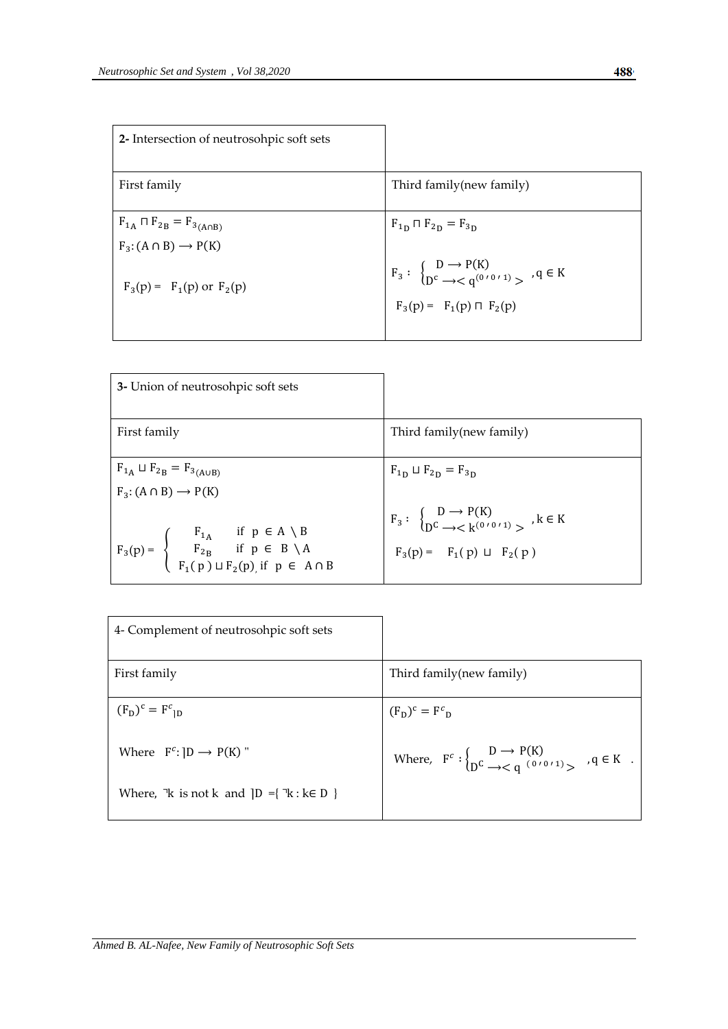| **2-** Intersection of neutrosohpic soft sets | |
| --- | --- |
| First family | Third family(new family) |
| $F_{1_A} \sqcap F_{2_B} = F_{3_{(A \cap B)}}$ <br> $F_3 : (A \cap B) \longrightarrow P(K)$ <br> $F_3(p) = \ F_1(p)$ or $F_2(p)$ | $F_{1_D} \sqcap F_{2_D} = F_{3_D}$ <br> $F_3 : \begin{cases} D \longrightarrow P(K) \\ D^c \longrightarrow < q^{(0,0,1)} > \end{cases}, q \in K$ <br> $F_3(p) = \ F_1(p) \sqcap F_2(p)$ |

| **3-** Union of neutrosohpic soft sets | |
| --- | --- |
| First family | Third family(new family) |
| $F_{1_A} \sqcup F_{2_B} = F_{3_{(A \cup B)}}$ <br> $F_3 : (A \cap B) \longrightarrow P(K)$ <br> $F_3(p) = \begin{cases} F_{1_A} & \text{if } p \in A \setminus B \\ F_{2_B} & \text{if } p \in B \setminus A \\ F_1(p) \sqcup F_2(p), & \text{if } p \in A \cap B \end{cases}$ | $F_{1_D} \sqcup F_{2_D} = F_{3_D}$ <br> $F_3 : \begin{cases} D \longrightarrow P(K) \\ D^C \longrightarrow < k^{(0,0,1)} > \end{cases}, k \in K$ <br> $F_3(p) = \ F_1(p) \sqcup F_2(p)$ |

| 4- Complement of neutrosohpic soft sets | |
| --- | --- |
| First family | Third family(new family) |
| $(F_D)^c = F^c{}_{\rceil D}$ <br> Where $F^c : \rceil D \longrightarrow P(K)$ " <br> Where, $\neg k$ is not k and $\rceil D = \{ \neg k : k \in D \}$ | $(F_D)^c = F^c{}_D$ <br> Where, $F^c : \begin{cases} D \longrightarrow P(K) \\ D^C \longrightarrow < q^{(0,0,1)} > \end{cases}, q \in K$ . |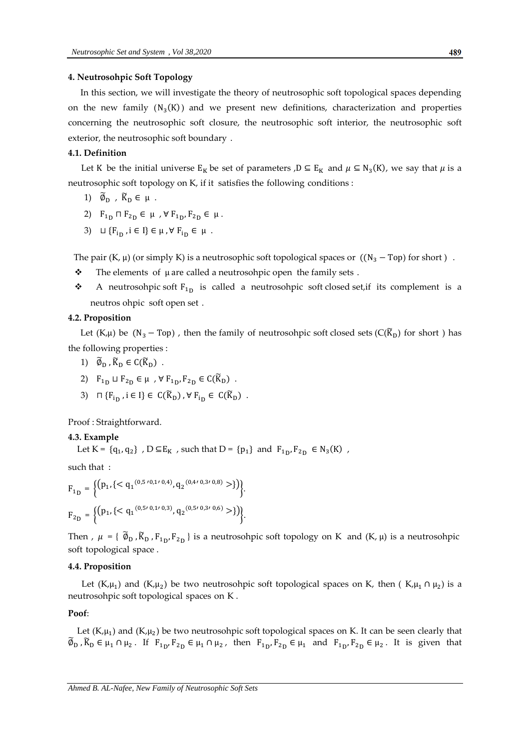## 4. Neutrosohpic Soft Topology

In this section, we will investigate the theory of neutrosophic soft topological spaces depending on the new family $(N_3(K))$ and we present new definitions, characterization and properties concerning the neutrosophic soft closure, the neutrosophic soft interior, the neutrosophic soft exterior, the neutrosophic soft boundary .

### 4.1. Definition

Let K be the initial universe $E_K$ be set of parameters ,$D \subseteq E_K$ and $\mu \subseteq N_3(K)$, we say that $\mu$ is a neutrosophic soft topology on K, if it satisfies the following conditions :

1) $\widetilde{\emptyset}_D$ , $\widetilde{K}_D \in \mu$ .
2) $F_{1_D} \sqcap F_{2_D} \in \mu$ , $\forall F_{1_D}, F_{2_D} \in \mu$ .
3) $\sqcup \{F_{i_D}, i \in I\} \in \mu , \forall F_{i_D} \in \mu$ .

The pair $(K, \mu)$ (or simply K) is a neutrosophic soft topological spaces or $((N_3 - \text{Top})$ for short ) .

- The elements of $\mu$ are called a neutrosohpic open the family sets .
- A neutrosohpic soft $F_{1_D}$ is called a neutrosohpic soft closed set,if its complement is a neutros ohpic soft open set .

### 4.2. Proposition

Let $(K,\mu)$ be $(N_3 - \text{Top})$ , then the family of neutrosohpic soft closed sets ($C(\widetilde{K}_D)$ for short ) has the following properties :

1) $\widetilde{\emptyset}_D , \widetilde{K}_D \in C(\widetilde{K}_D)$ .
2) $F_{1_D} \sqcup F_{2_D} \in \mu$ , $\forall F_{1_D}, F_{2_D} \in C(\widetilde{K}_D)$ .
3) $\sqcap \{F_{i_D}, i \in I\} \in C(\widetilde{K}_D) , \forall F_{i_D} \in C(\widetilde{K}_D)$ .

Proof : Straightforward.

### 4.3. Example

Let K = $\{q_1, q_2\}$ , $D \subseteq E_K$ , such that D = $\{p_1\}$ and $F_{1_D}, F_{2_D} \in N_3(K)$ ,

such that :

$$F_{1_D} = \left\{\left(p_1, \{< q_1{}^{(0,5 \prime 0,1 \prime 0,4)}, q_2{}^{(0,4 \prime 0,3 \prime 0,8)} >\}\right)\right\}.$$

$$F_{2_D} = \left\{\left(p_1, \{< q_1{}^{(0,5 \prime 0,1 \prime 0,3)}, q_2{}^{(0,5 \prime 0,3 \prime 0,6)} >\}\right)\right\}.$$

Then , $\mu = \{ \widetilde{\emptyset}_D , \widetilde{K}_D , F_{1_D}, F_{2_D} \}$ is a neutrosohpic soft topology on K and $(K, \mu)$ is a neutrosohpic soft topological space .

### 4.4. Proposition

Let $(K,\mu_1)$ and $(K,\mu_2)$ be two neutrosohpic soft topological spaces on K, then ( $K,\mu_1 \cap \mu_2$) is a neutrosohpic soft topological spaces on K .

**Poof**:

Let $(K,\mu_1)$ and $(K,\mu_2)$ be two neutrosohpic soft topological spaces on K. It can be seen clearly that $\widetilde{\emptyset}_D , \widetilde{K}_D \in \mu_1 \cap \mu_2$ . If $F_{1_D}, F_{2_D} \in \mu_1 \cap \mu_2$ , then $F_{1_D}, F_{2_D} \in \mu_1$ and $F_{1_D}, F_{2_D} \in \mu_2$ . It is given that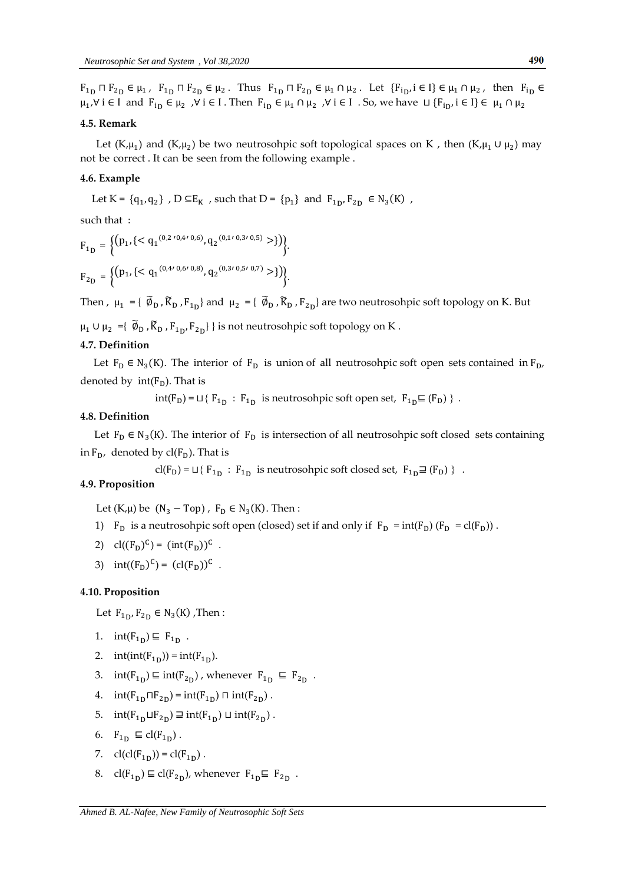$F_{1_D} \sqcap F_{2_D} \in \mu_1$ , $F_{1_D} \sqcap F_{2_D} \in \mu_2$ . Thus $F_{1_D} \sqcap F_{2_D} \in \mu_1 \cap \mu_2$ . Let $\{F_{i_D}, i \in I\} \in \mu_1 \cap \mu_2$ , then $F_{i_D} \in \mu_1, \forall\, i \in I$ and $F_{i_D} \in \mu_2$ ,$\forall\, i \in I$ . Then $F_{i_D} \in \mu_1 \cap \mu_2$ ,$\forall\, i \in I$ . So, we have $\sqcup \{F_{i_D}, i \in I\} \in \mu_1 \cap \mu_2$

### 4.5. Remark

Let (K,$\mu_1$) and (K,$\mu_2$) be two neutrosohpic soft topological spaces on K , then (K,$\mu_1 \cup \mu_2$) may not be correct . It can be seen from the following example .

### 4.6. Example

Let K = $\{q_1, q_2\}$ , $D \subseteq E_K$ , such that D = $\{p_1\}$ and $F_{1_D}, F_{2_D} \in N_3(K)$ ,

such that :

$$F_{1_D} = \left\{\left(p_1, \{< q_1{}^{(0.2\,,0.4\,,\,0.6)}, q_2{}^{(0.1\,,\,0.3\,,\,0.5)} >\}\right)\right\}.$$

$$F_{2_D} = \left\{\left(p_1, \{< q_1{}^{(0.4\,,\,0.6\,,\,0.8)}, q_2{}^{(0.3\,,\,0.5\,,\,0.7)} >\}\right)\right\}.$$

Then , $\mu_1 = \{\, \widetilde{\emptyset}_D , \widetilde{K}_D , F_{1_D}\}$ and $\mu_2 = \{\, \widetilde{\emptyset}_D , \widetilde{K}_D , F_{2_D}\}$ are two neutrosohpic soft topology on K. But

$\mu_1 \cup \mu_2 = \{\, \widetilde{\emptyset}_D , \widetilde{K}_D , F_{1_D}, F_{2_D}\}\}$ is not neutrosohpic soft topology on K .

### 4.7. Definition

Let $F_D \in N_3(K)$. The interior of $F_D$ is union of all neutrosohpic soft open sets contained in $F_D$, denoted by $\mathrm{int}(F_D)$. That is

$$\mathrm{int}(F_D) = \sqcup\{\, F_{1_D} \;:\; F_{1_D} \text{ is neutrosohpic soft open set, } F_{1_D} \sqsubseteq (F_D)\ \} \ .$$

### 4.8. Definition

Let $F_D \in N_3(K)$. The interior of $F_D$ is intersection of all neutrosohpic soft closed sets containing in $F_D$, denoted by $\mathrm{cl}(F_D)$. That is

$$\mathrm{cl}(F_D) = \sqcup\{\, F_{1_D} \;:\; F_{1_D} \text{ is neutrosohpic soft closed set, } F_{1_D} \sqsupseteq (F_D)\ \} \ .$$

### 4.9. Proposition

Let (K,$\mu$) be $(N_3 - \mathrm{Top})$ , $F_D \in N_3(K)$. Then :

1) $F_D$ is a neutrosohpic soft open (closed) set if and only if $F_D = \mathrm{int}(F_D)$ ($F_D = \mathrm{cl}(F_D)$) .
2) $\mathrm{cl}((F_D)^C) = (\mathrm{int}(F_D))^C$ .
3) $\mathrm{int}((F_D)^C) = (\mathrm{cl}(F_D))^C$ .

### 4.10. Proposition

Let $F_{1_D}, F_{2_D} \in N_3(K)$ ,Then :

1. $\mathrm{int}(F_{1_D}) \sqsubseteq F_{1_D}$ .
2. $\mathrm{int}(\mathrm{int}(F_{1_D})) = \mathrm{int}(F_{1_D})$.
3. $\mathrm{int}(F_{1_D}) \sqsubseteq \mathrm{int}(F_{2_D})$ , whenever $F_{1_D} \sqsubseteq F_{2_D}$ .
4. $\mathrm{int}(F_{1_D} \sqcap F_{2_D}) = \mathrm{int}(F_{1_D}) \sqcap \mathrm{int}(F_{2_D})$ .
5. $\mathrm{int}(F_{1_D} \sqcup F_{2_D}) \sqsupseteq \mathrm{int}(F_{1_D}) \sqcup \mathrm{int}(F_{2_D})$ .
6. $F_{1_D} \sqsubseteq \mathrm{cl}(F_{1_D})$ .
7. $\mathrm{cl}(\mathrm{cl}(F_{1_D})) = \mathrm{cl}(F_{1_D})$ .
8. $\mathrm{cl}(F_{1_D}) \sqsubseteq \mathrm{cl}(F_{2_D})$, whenever $F_{1_D} \sqsubseteq F_{2_D}$ .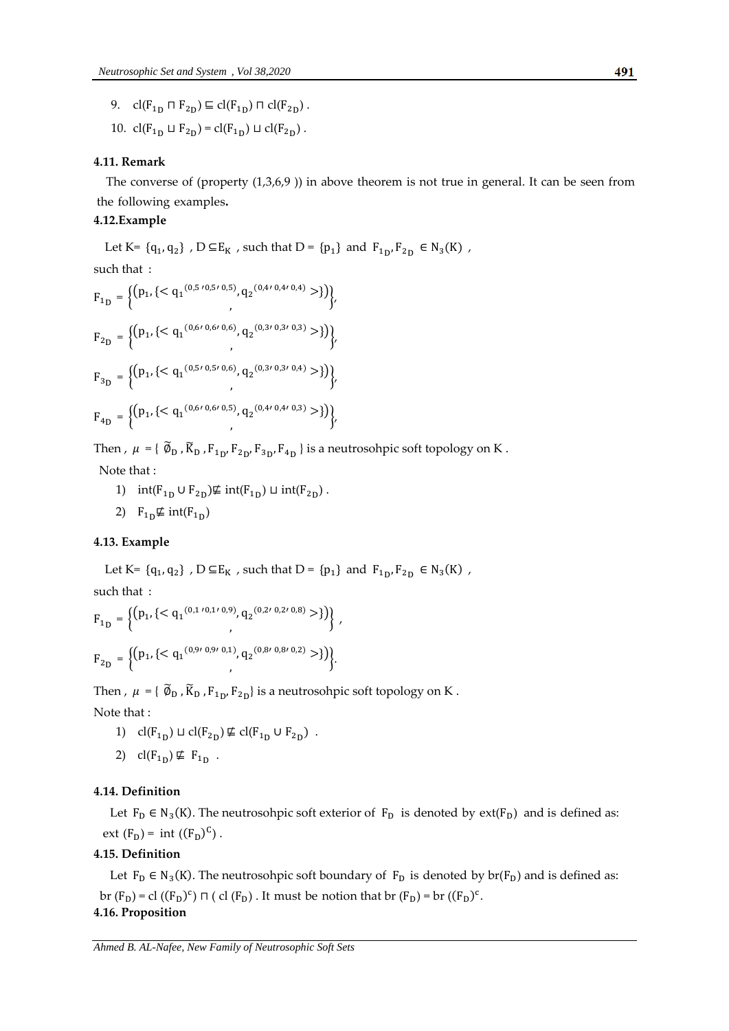9. $cl(F_{1_D} \sqcap F_{2_D}) \sqsubseteq cl(F_{1_D}) \sqcap cl(F_{2_D})$ .

10. $cl(F_{1_D} \sqcup F_{2_D}) = cl(F_{1_D}) \sqcup cl(F_{2_D})$ .

**4.11. Remark**

The converse of (property (1,3,6,9 )) in above theorem is not true in general. It can be seen from the following examples**.**

**4.12.Example**

Let K= $\{q_1, q_2\}$ , $D \subseteq E_K$ , such that D = $\{p_1\}$ and $F_{1_D}, F_{2_D} \in N_3(K)$ ,

such that :

$$F_{1_D} = \left\{\left(p_1, \{< q_1{}^{(0{,}5, 0{,}5, 0{,}5)}, q_2{}^{(0{,}4, 0{,}4, 0{,}4)} >\}\right)\right\},$$

$$F_{2_D} = \left\{\left(p_1, \{< q_1{}^{(0{,}6, 0{,}6, 0{,}6)}, q_2{}^{(0{,}3, 0{,}3, 0{,}3)} >\}\right)\right\},$$

$$F_{3_D} = \left\{\left(p_1, \{< q_1{}^{(0{,}5, 0{,}5, 0{,}6)}, q_2{}^{(0{,}3, 0{,}3, 0{,}4)} >\}\right)\right\},$$

$$F_{4_D} = \left\{\left(p_1, \{< q_1{}^{(0{,}6, 0{,}6, 0{,}5)}, q_2{}^{(0{,}4, 0{,}4, 0{,}3)} >\}\right)\right\},$$

Then , $\mu = \{ \widetilde{\emptyset}_D , \widetilde{K}_D , F_{1_D}, F_{2_D}, F_{3_D}, F_{4_D} \}$ is a neutrosohpic soft topology on K .

Note that :

1) $int(F_{1_D} \cup F_{2_D}) \not\sqsubseteq int(F_{1_D}) \sqcup int(F_{2_D})$ .
2) $F_{1_D} \not\sqsubseteq int(F_{1_D})$

**4.13. Example**

Let K= $\{q_1, q_2\}$ , $D \subseteq E_K$ , such that D = $\{p_1\}$ and $F_{1_D}, F_{2_D} \in N_3(K)$ ,

such that :

$$F_{1_D} = \left\{\left(p_1, \{< q_1{}^{(0{,}1, 0{,}1, 0{,}9)}, q_2{}^{(0{,}2, 0{,}2, 0{,}8)} >\}\right)\right\} ,$$

$$F_{2_D} = \left\{\left(p_1, \{< q_1{}^{(0{,}9, 0{,}9, 0{,}1)}, q_2{}^{(0{,}8, 0{,}8, 0{,}2)} >\}\right)\right\}.$$

Then , $\mu = \{ \widetilde{\emptyset}_D , \widetilde{K}_D , F_{1_D}, F_{2_D}\}$ is a neutrosohpic soft topology on K .

Note that :

1) $cl(F_{1_D}) \sqcup cl(F_{2_D}) \not\sqsubseteq cl(F_{1_D} \cup F_{2_D})$ .
2) $cl(F_{1_D}) \not\sqsubseteq F_{1_D}$ .

**4.14. Definition**

Let $F_D \in N_3(K)$. The neutrosohpic soft exterior of $F_D$ is denoted by $ext(F_D)$ and is defined as: $ext\ (F_D) = int\ ((F_D)^c)$ .

**4.15. Definition**

Let $F_D \in N_3(K)$. The neutrosohpic soft boundary of $F_D$ is denoted by $br(F_D)$ and is defined as: $br\ (F_D) = cl\ ((F_D)^c) \sqcap (\ cl\ (F_D)$ . It must be notion that $br\ (F_D) = br\ ((F_D)^c$.

**4.16. Proposition**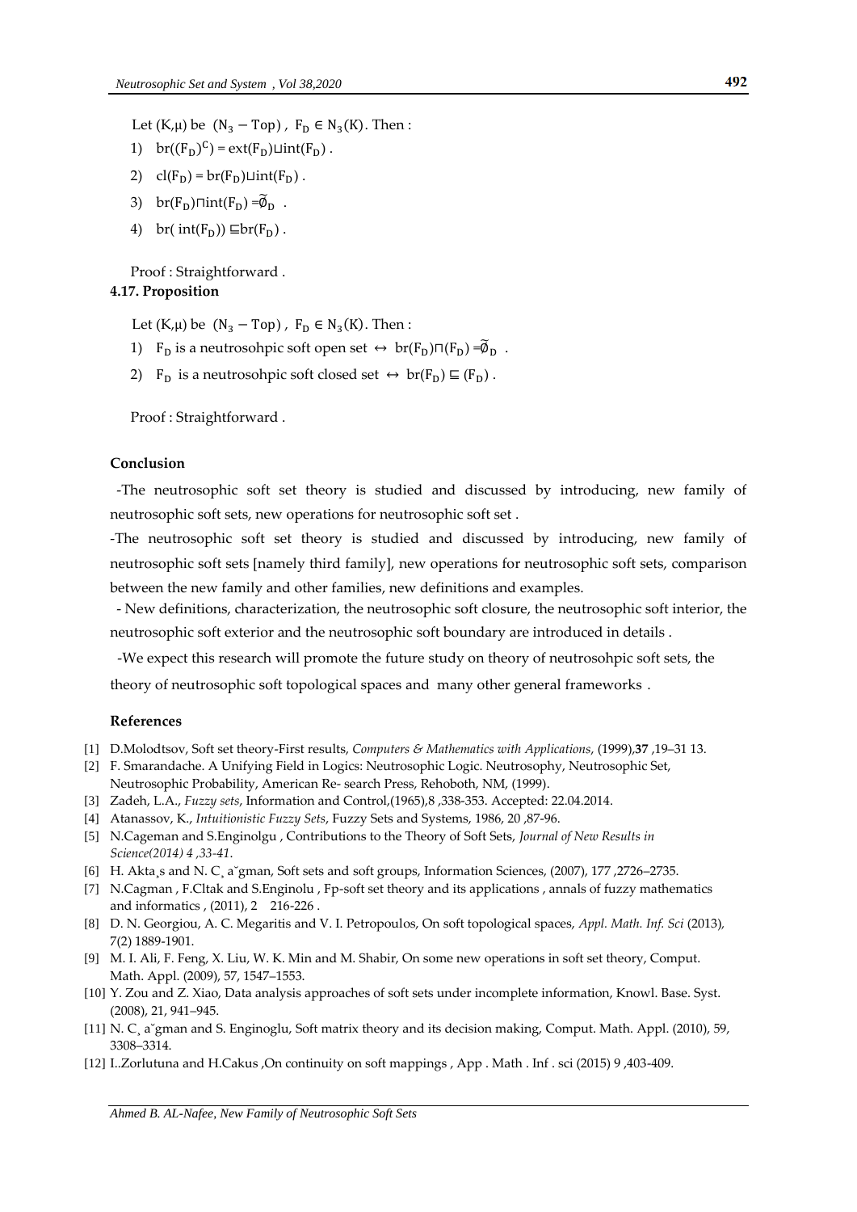Let $(K,\mu)$ be $(N_3 - \text{Top})$, $F_D \in N_3(K)$. Then :

1) $br((F_D)^C) = ext(F_D) \sqcup int(F_D)$ .
2) $cl(F_D) = br(F_D) \sqcup int(F_D)$ .
3) $br(F_D) \sqcap int(F_D) = \widetilde{\emptyset}_D$ .
4) $br(\ int(F_D)) \sqsubseteq br(F_D)$ .

Proof : Straightforward .

**4.17. Proposition**

Let $(K,\mu)$ be $(N_3 - \text{Top})$, $F_D \in N_3(K)$. Then :

1) $F_D$ is a neutrosohpic soft open set $\leftrightarrow$ $br(F_D) \sqcap (F_D) = \widetilde{\emptyset}_D$ .
2) $F_D$ is a neutrosohpic soft closed set $\leftrightarrow$ $br(F_D) \sqsubseteq (F_D)$ .

Proof : Straightforward .

**Conclusion**

-The neutrosophic soft set theory is studied and discussed by introducing, new family of neutrosophic soft sets, new operations for neutrosophic soft set .

-The neutrosophic soft set theory is studied and discussed by introducing, new family of neutrosophic soft sets [namely third family], new operations for neutrosophic soft sets, comparison between the new family and other families, new definitions and examples.

- New definitions, characterization, the neutrosophic soft closure, the neutrosophic soft interior, the neutrosophic soft exterior and the neutrosophic soft boundary are introduced in details .

-We expect this research will promote the future study on theory of neutrosohpic soft sets, the theory of neutrosophic soft topological spaces and many other general frameworks .

**References**

[1] D.Molodtsov, Soft set theory-First results, *Computers & Mathematics with Applications*, (1999),**37** ,19–31 13.
[2] F. Smarandache. A Unifying Field in Logics: Neutrosophic Logic. Neutrosophy, Neutrosophic Set, Neutrosophic Probability, American Re- search Press, Rehoboth, NM, (1999).
[3] Zadeh, L.A., *Fuzzy sets*, Information and Control,(1965),8 ,338-353. Accepted: 22.04.2014.
[4] Atanassov, K., *Intuitionistic Fuzzy Sets*, Fuzzy Sets and Systems, 1986, 20 ,87-96.
[5] N.Cageman and S.Enginolgu , Contributions to the Theory of Soft Sets, *Journal of New Results in Science(2014) 4 ,33-41*.
[6] H. Akta¸s and N. C¸ a˘gman, Soft sets and soft groups, Information Sciences, (2007), 177 ,2726–2735.
[7] N.Cagman , F.Cltak and S.Enginolu , Fp-soft set theory and its applications , annals of fuzzy mathematics and informatics , (2011), 2 216-226 .
[8] D. N. Georgiou, A. C. Megaritis and V. I. Petropoulos, On soft topological spaces, *Appl. Math. Inf. Sci* (2013), 7(2) 1889-1901.
[9] M. I. Ali, F. Feng, X. Liu, W. K. Min and M. Shabir, On some new operations in soft set theory, Comput. Math. Appl. (2009), 57, 1547–1553.
[10] Y. Zou and Z. Xiao, Data analysis approaches of soft sets under incomplete information, Knowl. Base. Syst. (2008), 21, 941–945.
[11] N. C¸ a˘gman and S. Enginoglu, Soft matrix theory and its decision making, Comput. Math. Appl. (2010), 59, 3308–3314.
[12] I..Zorlutuna and H.Cakus ,On continuity on soft mappings , App . Math . Inf . sci (2015) 9 ,403-409.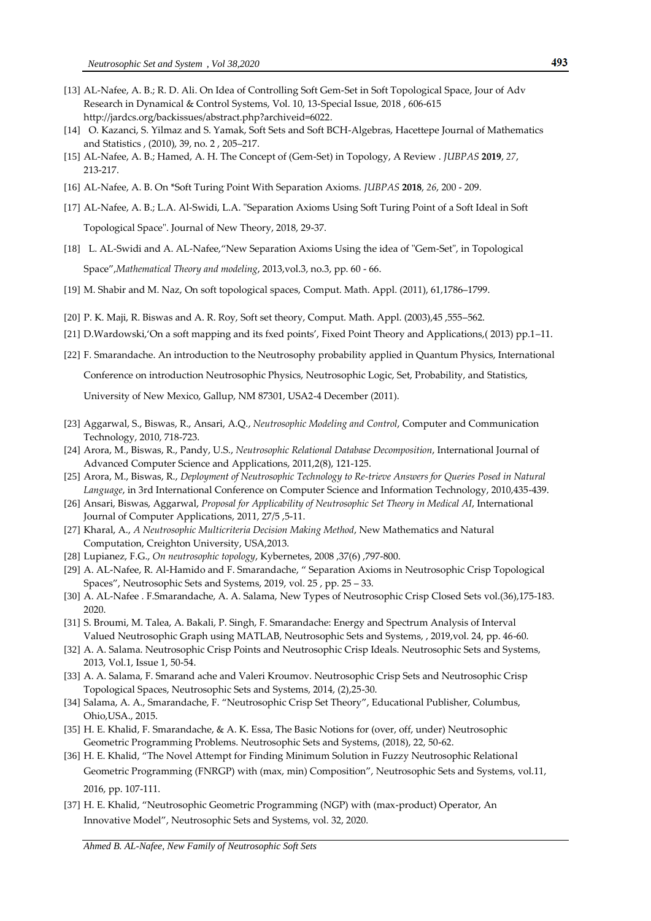[13] AL-Nafee, A. B.; R. D. Ali. On Idea of Controlling Soft Gem-Set in Soft Topological Space, Jour of Adv Research in Dynamical & Control Systems, Vol. 10, 13-Special Issue, 2018 , 606-615 http://jardcs.org/backissues/abstract.php?archiveid=6022.

[14] O. Kazanci, S. Yilmaz and S. Yamak, Soft Sets and Soft BCH-Algebras, Hacettepe Journal of Mathematics and Statistics , (2010), 39, no. 2 , 205–217.

[15] AL-Nafee, A. B.; Hamed, A. H. The Concept of (Gem-Set) in Topology, A Review . *JUBPAS* **2019**, *27*, 213-217.

[16] AL-Nafee, A. B. On *Soft Turing Point With Separation Axioms. *JUBPAS* **2018**, *26*, 200 - 209.

[17] AL-Nafee, A. B.; L.A. Al-Swidi, L.A. "Separation Axioms Using Soft Turing Point of a Soft Ideal in Soft Topological Space". Journal of New Theory, 2018, 29-37.

[18] L. AL-Swidi and A. AL-Nafee,"New Separation Axioms Using the idea of "Gem-Set", in Topological Space",*Mathematical Theory and modeling*, 2013,vol.3, no.3, pp. 60 - 66.

[19] M. Shabir and M. Naz, On soft topological spaces, Comput. Math. Appl. (2011), 61,1786–1799.

[20] P. K. Maji, R. Biswas and A. R. Roy, Soft set theory, Comput. Math. Appl. (2003),45 ,555–562.

[21] D.Wardowski,'On a soft mapping and its fxed points', Fixed Point Theory and Applications,( 2013) pp.1–11.

[22] F. Smarandache. An introduction to the Neutrosophy probability applied in Quantum Physics, International Conference on introduction Neutrosophic Physics, Neutrosophic Logic, Set, Probability, and Statistics, University of New Mexico, Gallup, NM 87301, USA2-4 December (2011).

[23] Aggarwal, S., Biswas, R., Ansari, A.Q., *Neutrosophic Modeling and Control*, Computer and Communication Technology, 2010, 718-723.

[24] Arora, M., Biswas, R., Pandy, U.S., *Neutrosophic Relational Database Decomposition*, International Journal of Advanced Computer Science and Applications, 2011,2(8), 121-125.

[25] Arora, M., Biswas, R., *Deployment of Neutrosophic Technology to Re-trieve Answers for Queries Posed in Natural Language*, in 3rd International Conference on Computer Science and Information Technology, 2010,435-439.

[26] Ansari, Biswas, Aggarwal, *Proposal for Applicability of Neutrosophic Set Theory in Medical AI*, International Journal of Computer Applications, 2011, 27/5 ,5-11.

[27] Kharal, A., *A Neutrosophic Multicriteria Decision Making Method*, New Mathematics and Natural Computation, Creighton University, USA,2013.

[28] Lupianez, F.G., *On neutrosophic topology*, Kybernetes, 2008 ,37(6) ,797-800.

[29] A. AL-Nafee, R. Al-Hamido and F. Smarandache, " Separation Axioms in Neutrosophic Crisp Topological Spaces", Neutrosophic Sets and Systems, 2019, vol. 25 , pp. 25 – 33.

[30] A. AL-Nafee . F.Smarandache, A. A. Salama, New Types of Neutrosophic Crisp Closed Sets vol.(36),175-183. 2020.

[31] S. Broumi, M. Talea, A. Bakali, P. Singh, F. Smarandache: Energy and Spectrum Analysis of Interval Valued Neutrosophic Graph using MATLAB, Neutrosophic Sets and Systems, , 2019,vol. 24, pp. 46-60.

[32] A. A. Salama. Neutrosophic Crisp Points and Neutrosophic Crisp Ideals. Neutrosophic Sets and Systems, 2013, Vol.1, Issue 1, 50-54.

[33] A. A. Salama, F. Smarand ache and Valeri Kroumov. Neutrosophic Crisp Sets and Neutrosophic Crisp Topological Spaces, Neutrosophic Sets and Systems, 2014, (2),25-30.

[34] Salama, A. A., Smarandache, F. "Neutrosophic Crisp Set Theory", Educational Publisher, Columbus, Ohio,USA., 2015.

[35] H. E. Khalid, F. Smarandache, & A. K. Essa, The Basic Notions for (over, off, under) Neutrosophic Geometric Programming Problems. Neutrosophic Sets and Systems, (2018), 22, 50-62.

[36] H. E. Khalid, "The Novel Attempt for Finding Minimum Solution in Fuzzy Neutrosophic Relational Geometric Programming (FNRGP) with (max, min) Composition", Neutrosophic Sets and Systems, vol.11, 2016, pp. 107-111.

[37] H. E. Khalid, "Neutrosophic Geometric Programming (NGP) with (max-product) Operator, An Innovative Model", Neutrosophic Sets and Systems, vol. 32, 2020.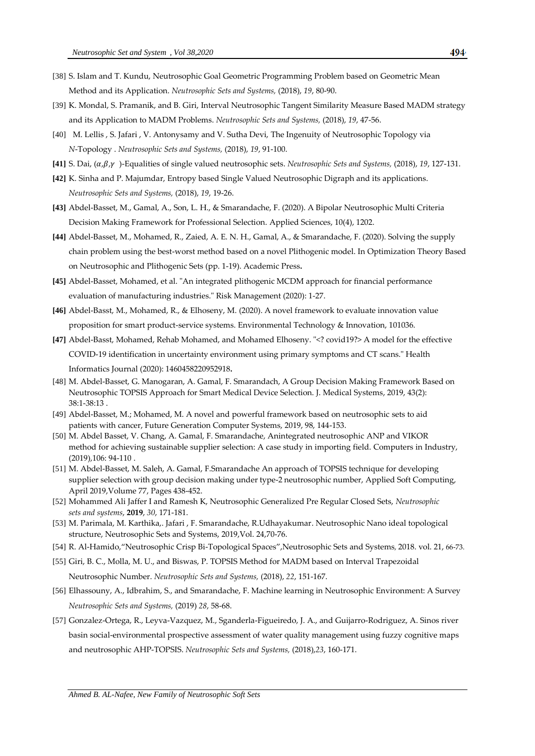[38] S. Islam and T. Kundu, Neutrosophic Goal Geometric Programming Problem based on Geometric Mean Method and its Application. *Neutrosophic Sets and Systems,* (2018), *19*, 80-90.

[39] K. Mondal, S. Pramanik, and B. Giri, Interval Neutrosophic Tangent Similarity Measure Based MADM strategy and its Application to MADM Problems. *Neutrosophic Sets and Systems,* (2018), *19*, 47-56.

[40] M. Lellis , S. Jafari , V. Antonysamy and V. Sutha Devi, The Ingenuity of Neutrosophic Topology via *N*-Topology . *Neutrosophic Sets and Systems,* (2018), *19*, 91-100.

**[41]** S. Dai, $(\alpha,\beta,\gamma)$-Equalities of single valued neutrosophic sets. *Neutrosophic Sets and Systems,* (2018), *19*, 127-131.

**[42]** K. Sinha and P. Majumdar, Entropy based Single Valued Neutrosophic Digraph and its applications. *Neutrosophic Sets and Systems,* (2018), *19*, 19-26.

**[43]** Abdel-Basset, M., Gamal, A., Son, L. H., & Smarandache, F. (2020). A Bipolar Neutrosophic Multi Criteria Decision Making Framework for Professional Selection. Applied Sciences, 10(4), 1202.

**[44]** Abdel-Basset, M., Mohamed, R., Zaied, A. E. N. H., Gamal, A., & Smarandache, F. (2020). Solving the supply chain problem using the best-worst method based on a novel Plithogenic model. In Optimization Theory Based on Neutrosophic and Plithogenic Sets (pp. 1-19). Academic Press**.**

**[45]** Abdel-Basset, Mohamed, et al. "An integrated plithogenic MCDM approach for financial performance evaluation of manufacturing industries." Risk Management (2020): 1-27.

**[46]** Abdel-Basst, M., Mohamed, R., & Elhoseny, M. (2020). A novel framework to evaluate innovation value proposition for smart product-service systems. Environmental Technology & Innovation, 101036.

**[47]** Abdel-Basst, Mohamed, Rehab Mohamed, and Mohamed Elhoseny. "<? covid19?> A model for the effective COVID-19 identification in uncertainty environment using primary symptoms and CT scans." Health Informatics Journal (2020): 1460458220952918**.**

[48] M. Abdel-Basset, G. Manogaran, A. Gamal, F. Smarandach, A Group Decision Making Framework Based on Neutrosophic TOPSIS Approach for Smart Medical Device Selection. J. Medical Systems, 2019, 43(2): 38:1-38:13 .

[49] Abdel-Basset, M.; Mohamed, M. A novel and powerful framework based on neutrosophic sets to aid patients with cancer, Future Generation Computer Systems, 2019, 98, 144-153.

[50] M. Abdel Basset, V. Chang, A. Gamal, F. Smarandache, Anintegrated neutrosophic ANP and VIKOR method for achieving sustainable supplier selection: A case study in importing field. Computers in Industry, (2019),106: 94-110 .

[51] M. Abdel-Basset, M. Saleh, A. Gamal, F.Smarandache An approach of TOPSIS technique for developing supplier selection with group decision making under type-2 neutrosophic number, Applied Soft Computing, April 2019,Volume 77, Pages 438-452.

[52] Mohammed Ali Jaffer I and Ramesh K, Neutrosophic Generalized Pre Regular Closed Sets, *Neutrosophic sets and systems*, **2019**, *30*, 171-181.

[53] M. Parimala, M. Karthika,. Jafari , F. Smarandache, R.Udhayakumar. Neutrosophic Nano ideal topological structure, Neutrosophic Sets and Systems, 2019,Vol. 24,70-76.

[54] R. Al-Hamido,"Neutrosophic Crisp Bi-Topological Spaces",Neutrosophic Sets and Systems, 2018. vol. 21, 66-73.

[55] Giri, B. C., Molla, M. U., and Biswas, P. TOPSIS Method for MADM based on Interval Trapezoidal Neutrosophic Number. *Neutrosophic Sets and Systems,* (2018), *22*, 151-167.

[56] Elhassouny, A., Idbrahim, S., and Smarandache, F. Machine learning in Neutrosophic Environment: A Survey *Neutrosophic Sets and Systems,* (2019) *28*, 58-68.

[57] Gonzalez-Ortega, R., Leyva-Vazquez, M., Sganderla-Figueiredo, J. A., and Guijarro-Rodriguez, A. Sinos river basin social-environmental prospective assessment of water quality management using fuzzy cognitive maps and neutrosophic AHP-TOPSIS. *Neutrosophic Sets and Systems,* (2018),*23*, 160-171.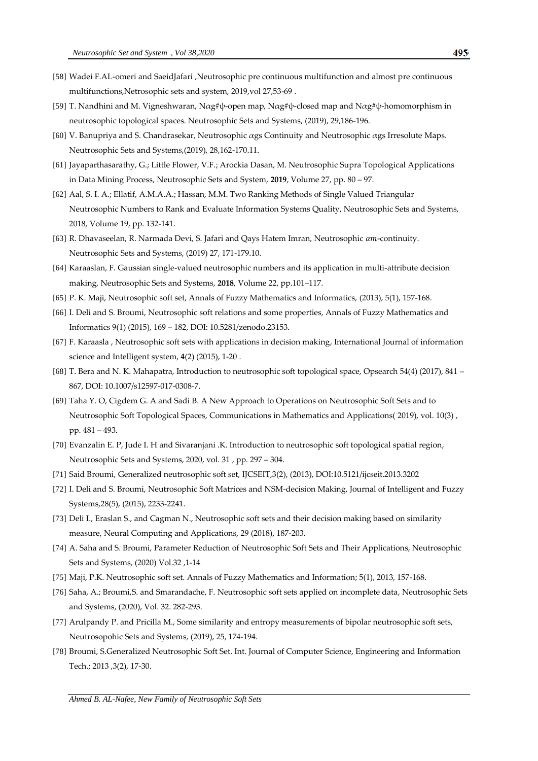[58] Wadei F.AL-omeri and SaeidJafari ,Neutrosophic pre continuous multifunction and almost pre continuous multifunctions,Netrosophic sets and system, 2019,vol 27,53-69 .

[59] T. Nandhini and M. Vigneshwaran, N$\alpha$g#ψ-open map, N$\alpha$g#ψ-closed map and N$\alpha$g#ψ-homomorphism in neutrosophic topological spaces. Neutrosophic Sets and Systems, (2019), 29,186-196.

[60] V. Banupriya and S. Chandrasekar, Neutrosophic $\alpha$gs Continuity and Neutrosophic $\alpha$gs Irresolute Maps. Neutrosophic Sets and Systems,(2019), 28,162-170.11.

[61] Jayaparthasarathy, G.; Little Flower, V.F.; Arockia Dasan, M. Neutrosophic Supra Topological Applications in Data Mining Process, Neutrosophic Sets and System, **2019**, Volume 27, pp. 80 – 97.

[62] Aal, S. I. A.; Ellatif, A.M.A.A.; Hassan, M.M. Two Ranking Methods of Single Valued Triangular Neutrosophic Numbers to Rank and Evaluate Information Systems Quality, Neutrosophic Sets and Systems, 2018, Volume 19, pp. 132-141.

[63] R. Dhavaseelan, R. Narmada Devi, S. Jafari and Qays Hatem Imran, Neutrosophic $\alpha m$-continuity. Neutrosophic Sets and Systems, (2019) 27, 171-179.10.

[64] Karaaslan, F. Gaussian single-valued neutrosophic numbers and its application in multi-attribute decision making, Neutrosophic Sets and Systems, **2018**, Volume 22, pp.101–117.

[65] P. K. Maji, Neutrosophic soft set, Annals of Fuzzy Mathematics and Informatics, (2013), 5(1), 157-168.

[66] I. Deli and S. Broumi, Neutrosophic soft relations and some properties, Annals of Fuzzy Mathematics and Informatics 9(1) (2015), 169 – 182, DOI: 10.5281/zenodo.23153.

[67] F. Karaasla , Neutrosophic soft sets with applications in decision making, International Journal of information science and Intelligent system, **4**(2) (2015), 1-20 .

[68] T. Bera and N. K. Mahapatra, Introduction to neutrosophic soft topological space, Opsearch 54(4) (2017), 841 – 867, DOI: 10.1007/s12597-017-0308-7.

[69] Taha Y. O, Cigdem G. A and Sadi B. A New Approach to Operations on Neutrosophic Soft Sets and to Neutrosophic Soft Topological Spaces, Communications in Mathematics and Applications( 2019), vol. 10(3) , pp. 481 – 493.

[70] Evanzalin E. P, Jude I. H and Sivaranjani .K. Introduction to neutrosophic soft topological spatial region, Neutrosophic Sets and Systems, 2020, vol. 31 , pp. 297 – 304.

[71] Said Broumi, Generalized neutrosophic soft set, IJCSEIT,3(2), (2013), DOI:10.5121/ijcseit.2013.3202

[72] I. Deli and S. Broumi, Neutrosophic Soft Matrices and NSM-decision Making, Journal of Intelligent and Fuzzy Systems,28(5), (2015), 2233-2241.

[73] Deli I., Eraslan S., and Cagman N., Neutrosophic soft sets and their decision making based on similarity measure, Neural Computing and Applications, 29 (2018), 187-203.

[74] A. Saha and S. Broumi, Parameter Reduction of Neutrosophic Soft Sets and Their Applications, Neutrosophic Sets and Systems, (2020) Vol.32 ,1-14

[75] Maji, P.K. Neutrosophic soft set. Annals of Fuzzy Mathematics and Information; 5(1), 2013, 157-168.

[76] Saha, A.; Broumi,S. and Smarandache, F. Neutrosophic soft sets applied on incomplete data, Neutrosophic Sets and Systems, (2020), Vol. 32. 282-293.

[77] Arulpandy P. and Pricilla M., Some similarity and entropy measurements of bipolar neutrosophic soft sets, Neutrosopohic Sets and Systems, (2019), 25, 174-194.

[78] Broumi, S.Generalized Neutrosophic Soft Set. Int. Journal of Computer Science, Engineering and Information Tech.; 2013 ,3(2), 17-30.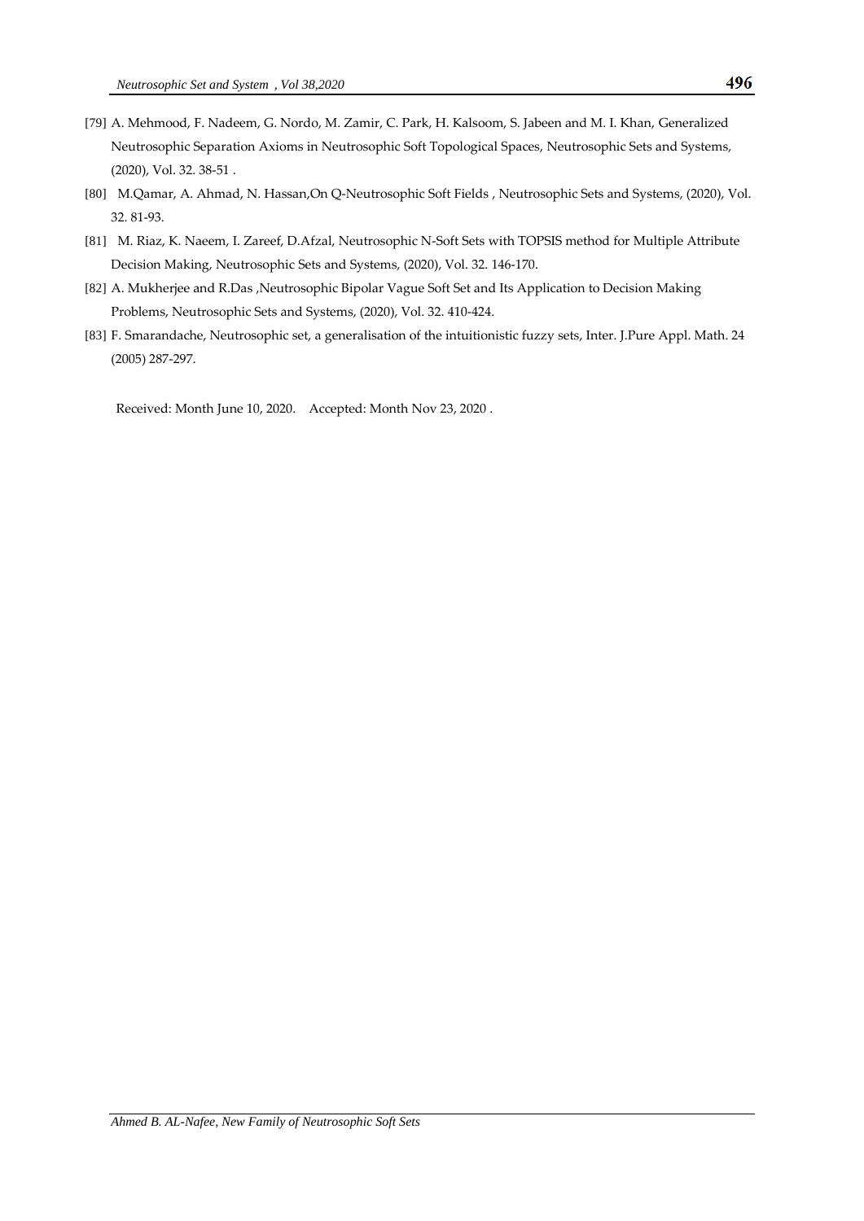[79] A. Mehmood, F. Nadeem, G. Nordo, M. Zamir, C. Park, H. Kalsoom, S. Jabeen and M. I. Khan, Generalized Neutrosophic Separation Axioms in Neutrosophic Soft Topological Spaces, Neutrosophic Sets and Systems, (2020), Vol. 32. 38-51 .

[80] M.Qamar, A. Ahmad, N. Hassan,On Q-Neutrosophic Soft Fields , Neutrosophic Sets and Systems, (2020), Vol. 32. 81-93.

[81] M. Riaz, K. Naeem, I. Zareef, D.Afzal, Neutrosophic N-Soft Sets with TOPSIS method for Multiple Attribute Decision Making, Neutrosophic Sets and Systems, (2020), Vol. 32. 146-170.

[82] A. Mukherjee and R.Das ,Neutrosophic Bipolar Vague Soft Set and Its Application to Decision Making Problems, Neutrosophic Sets and Systems, (2020), Vol. 32. 410-424.

[83] F. Smarandache, Neutrosophic set, a generalisation of the intuitionistic fuzzy sets, Inter. J.Pure Appl. Math. 24 (2005) 287-297.

Received: Month June 10, 2020. Accepted: Month Nov 23, 2020 .